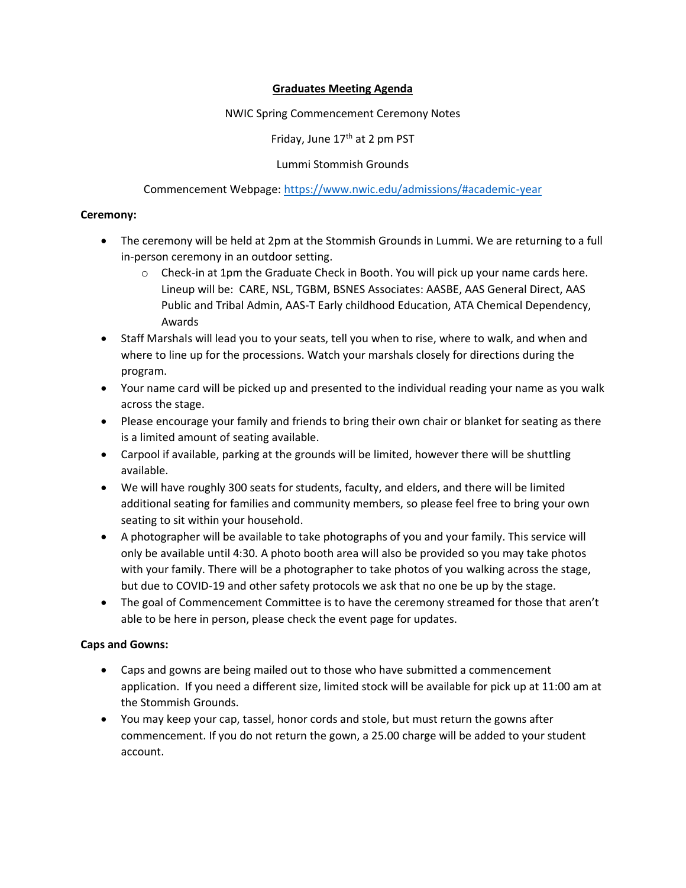# Graduates Meeting Agenda

NWIC Spring Commencement Ceremony Notes

Friday, June 17th at 2 pm PST

Lummi Stommish Grounds

Commencement Webpage: https://www.nwic.edu/admissions/#academic-year

**Ceremony:**

- The ceremony will be held at 2pm at the Stommish Grounds in Lummi. We are returning to a full in-person ceremony in an outdoor setting.
    - Check-in at 1pm the Graduate Check in Booth. You will pick up your name cards here. Lineup will be: CARE, NSL, TGBM, BSNES Associates: AASBE, AAS General Direct, AAS Public and Tribal Admin, AAS-T Early childhood Education, ATA Chemical Dependency, Awards
- Staff Marshals will lead you to your seats, tell you when to rise, where to walk, and when and where to line up for the processions. Watch your marshals closely for directions during the program.
- Your name card will be picked up and presented to the individual reading your name as you walk across the stage.
- Please encourage your family and friends to bring their own chair or blanket for seating as there is a limited amount of seating available.
- Carpool if available, parking at the grounds will be limited, however there will be shuttling available.
- We will have roughly 300 seats for students, faculty, and elders, and there will be limited additional seating for families and community members, so please feel free to bring your own seating to sit within your household.
- A photographer will be available to take photographs of you and your family. This service will only be available until 4:30. A photo booth area will also be provided so you may take photos with your family. There will be a photographer to take photos of you walking across the stage, but due to COVID-19 and other safety protocols we ask that no one be up by the stage.
- The goal of Commencement Committee is to have the ceremony streamed for those that aren't able to be here in person, please check the event page for updates.

**Caps and Gowns:**

- Caps and gowns are being mailed out to those who have submitted a commencement application. If you need a different size, limited stock will be available for pick up at 11:00 am at the Stommish Grounds.
- You may keep your cap, tassel, honor cords and stole, but must return the gowns after commencement. If you do not return the gown, a 25.00 charge will be added to your student account.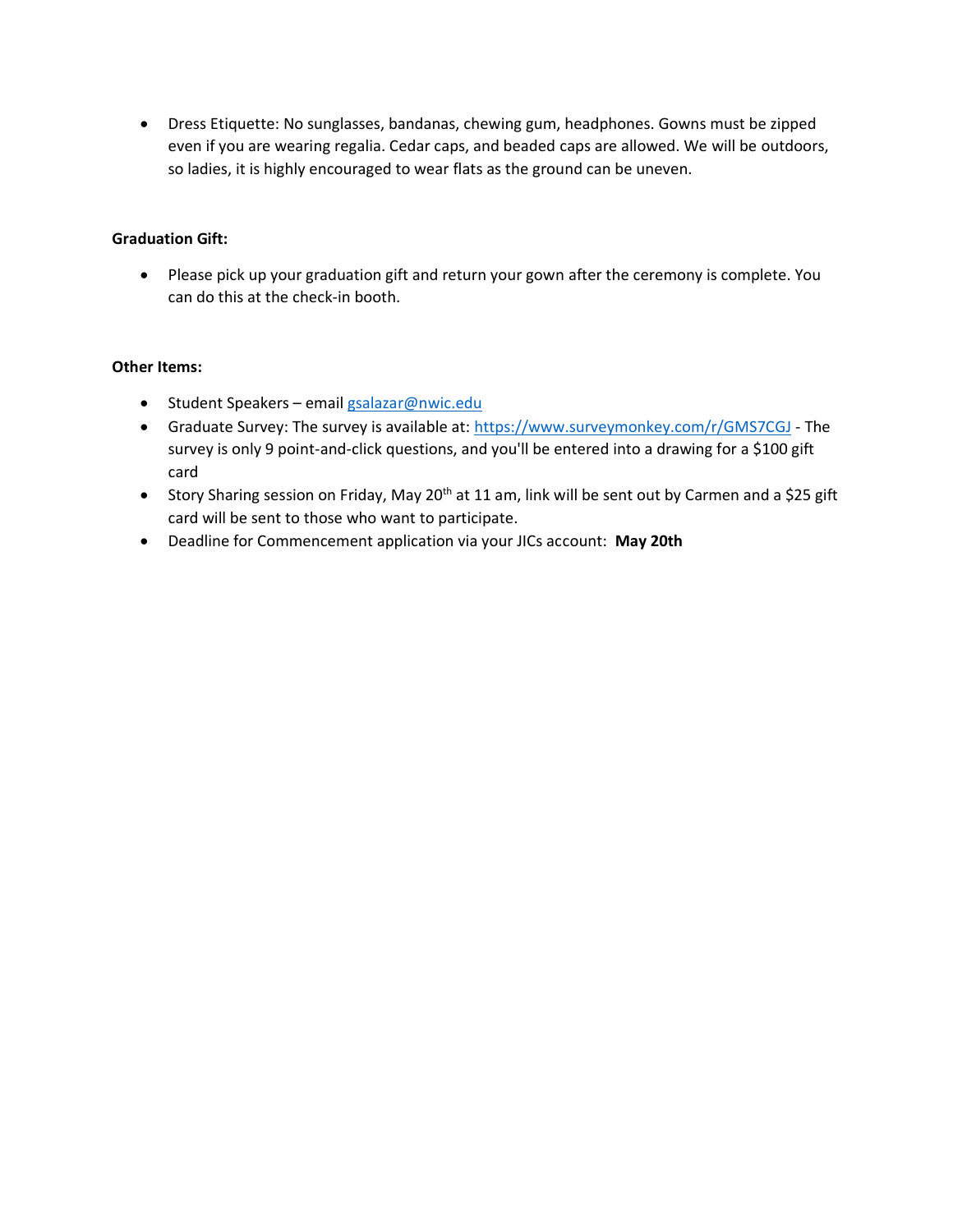- Dress Etiquette: No sunglasses, bandanas, chewing gum, headphones. Gowns must be zipped even if you are wearing regalia. Cedar caps, and beaded caps are allowed. We will be outdoors, so ladies, it is highly encouraged to wear flats as the ground can be uneven.

**Graduation Gift:**

- Please pick up your graduation gift and return your gown after the ceremony is complete. You can do this at the check-in booth.

**Other Items:**

- Student Speakers – email gsalazar@nwic.edu
- Graduate Survey: The survey is available at: https://www.surveymonkey.com/r/GMS7CGJ - The survey is only 9 point-and-click questions, and you'll be entered into a drawing for a $100 gift card
- Story Sharing session on Friday, May 20th at 11 am, link will be sent out by Carmen and a $25 gift card will be sent to those who want to participate.
- Deadline for Commencement application via your JICs account: **May 20th**